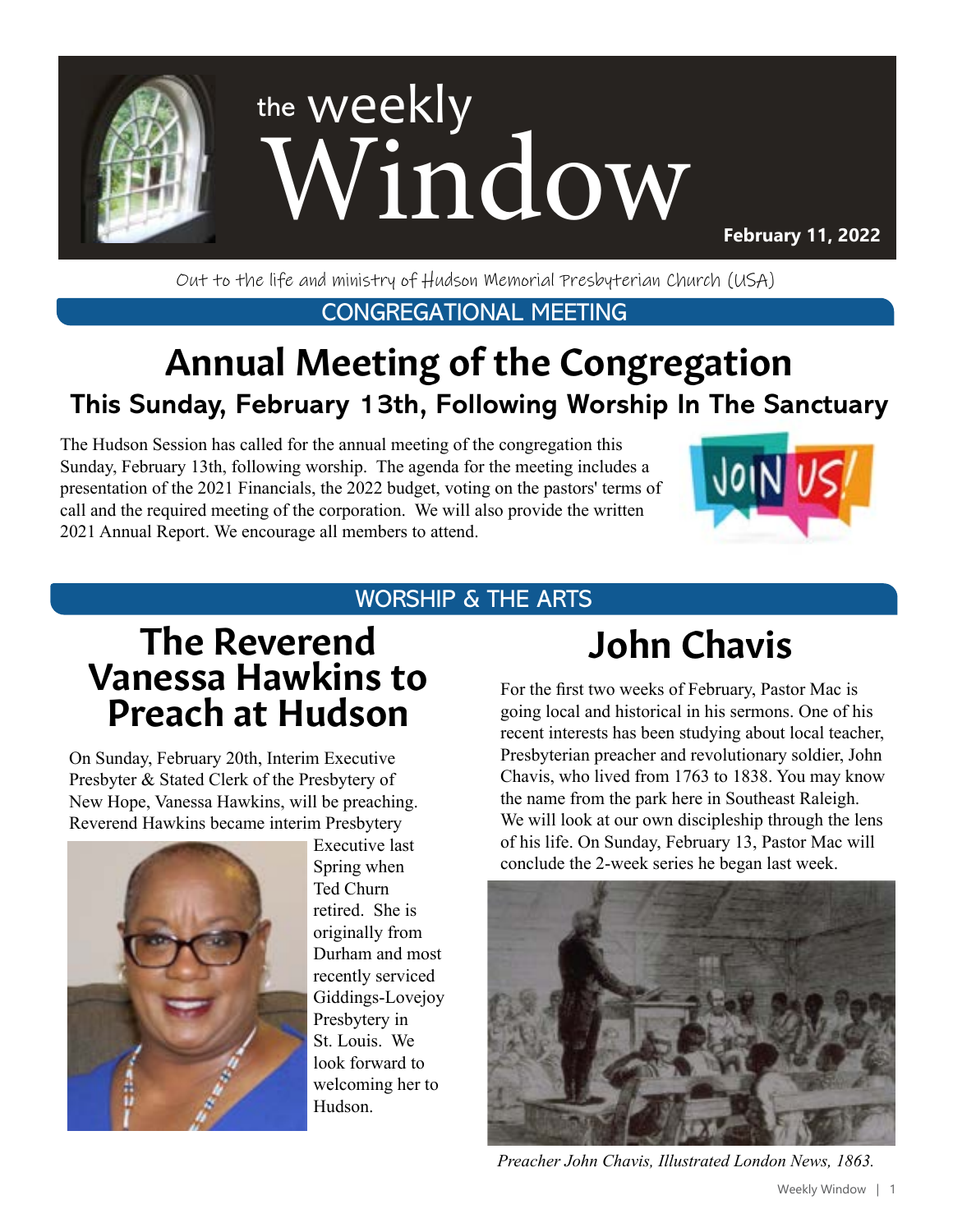# the weekly Window

**February 11, 2022**

Out to the life and ministry of Hudson Memorial Presbyterian Church (USA)

CONGREGATIONAL MEETING

# Annual Meeting of the Congregation

## This Sunday, February 13th, Following Worship In The Sanctuary

The Hudson Session has called for the annual meeting of the congregation this Sunday, February 13th, following worship. The agenda for the meeting includes a presentation of the 2021 Financials, the 2022 budget, voting on the pastors' terms of call and the required meeting of the corporation. We will also provide the written 2021 Annual Report. We encourage all members to attend.

WORSHIP & THE ARTS

## The Reverend Vanessa Hawkins to Preach at Hudson

On Sunday, February 20th, Interim Executive Presbyter & Stated Clerk of the Presbytery of New Hope, Vanessa Hawkins, will be preaching. Reverend Hawkins became interim Presbytery Executive last Spring when Ted Churn retired. She is originally from Durham and most recently serviced Giddings-Lovejoy Presbytery in St. Louis. We look forward to welcoming her to Hudson.

## John Chavis

For the first two weeks of February, Pastor Mac is going local and historical in his sermons. One of his recent interests has been studying about local teacher, Presbyterian preacher and revolutionary soldier, John Chavis, who lived from 1763 to 1838. You may know the name from the park here in Southeast Raleigh. We will look at our own discipleship through the lens of his life. On Sunday, February 13, Pastor Mac will conclude the 2-week series he began last week.

*Preacher John Chavis, Illustrated London News, 1863.*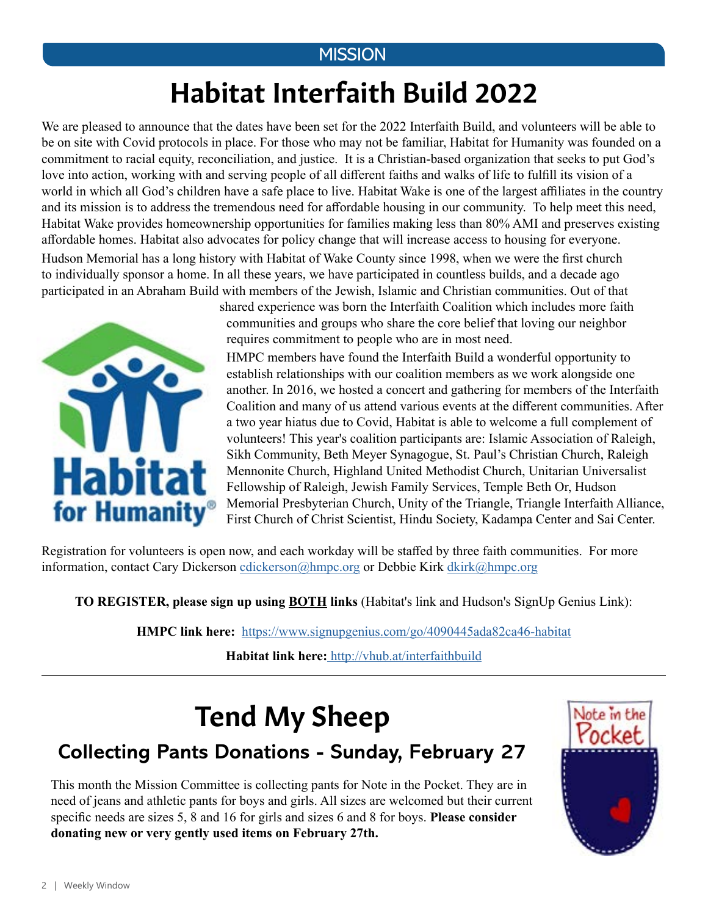MISSION

# Habitat Interfaith Build 2022

We are pleased to announce that the dates have been set for the 2022 Interfaith Build, and volunteers will be able to be on site with Covid protocols in place. For those who may not be familiar, Habitat for Humanity was founded on a commitment to racial equity, reconciliation, and justice. It is a Christian-based organization that seeks to put God's love into action, working with and serving people of all different faiths and walks of life to fulfill its vision of a world in which all God's children have a safe place to live. Habitat Wake is one of the largest affiliates in the country and its mission is to address the tremendous need for affordable housing in our community. To help meet this need, Habitat Wake provides homeownership opportunities for families making less than 80% AMI and preserves existing affordable homes. Habitat also advocates for policy change that will increase access to housing for everyone.

Hudson Memorial has a long history with Habitat of Wake County since 1998, when we were the first church to individually sponsor a home. In all these years, we have participated in countless builds, and a decade ago participated in an Abraham Build with members of the Jewish, Islamic and Christian communities. Out of that shared experience was born the Interfaith Coalition which includes more faith communities and groups who share the core belief that loving our neighbor requires commitment to people who are in most need.

HMPC members have found the Interfaith Build a wonderful opportunity to establish relationships with our coalition members as we work alongside one another. In 2016, we hosted a concert and gathering for members of the Interfaith Coalition and many of us attend various events at the different communities. After a two year hiatus due to Covid, Habitat is able to welcome a full complement of volunteers! This year's coalition participants are: Islamic Association of Raleigh, Sikh Community, Beth Meyer Synagogue, St. Paul's Christian Church, Raleigh Mennonite Church, Highland United Methodist Church, Unitarian Universalist Fellowship of Raleigh, Jewish Family Services, Temple Beth Or, Hudson Memorial Presbyterian Church, Unity of the Triangle, Triangle Interfaith Alliance, First Church of Christ Scientist, Hindu Society, Kadampa Center and Sai Center.

Registration for volunteers is open now, and each workday will be staffed by three faith communities. For more information, contact Cary Dickerson cdickerson@hmpc.org or Debbie Kirk dkirk@hmpc.org

**TO REGISTER, please sign up using BOTH links** (Habitat's link and Hudson's SignUp Genius Link):

**HMPC link here:** https://www.signupgenius.com/go/4090445ada82ca46-habitat

**Habitat link here:** http://vhub.at/interfaithbuild

---

# Tend My Sheep

## Collecting Pants Donations - Sunday, February 27

This month the Mission Committee is collecting pants for Note in the Pocket. They are in need of jeans and athletic pants for boys and girls. All sizes are welcomed but their current specific needs are sizes 5, 8 and 16 for girls and sizes 6 and 8 for boys. **Please consider donating new or very gently used items on February 27th.**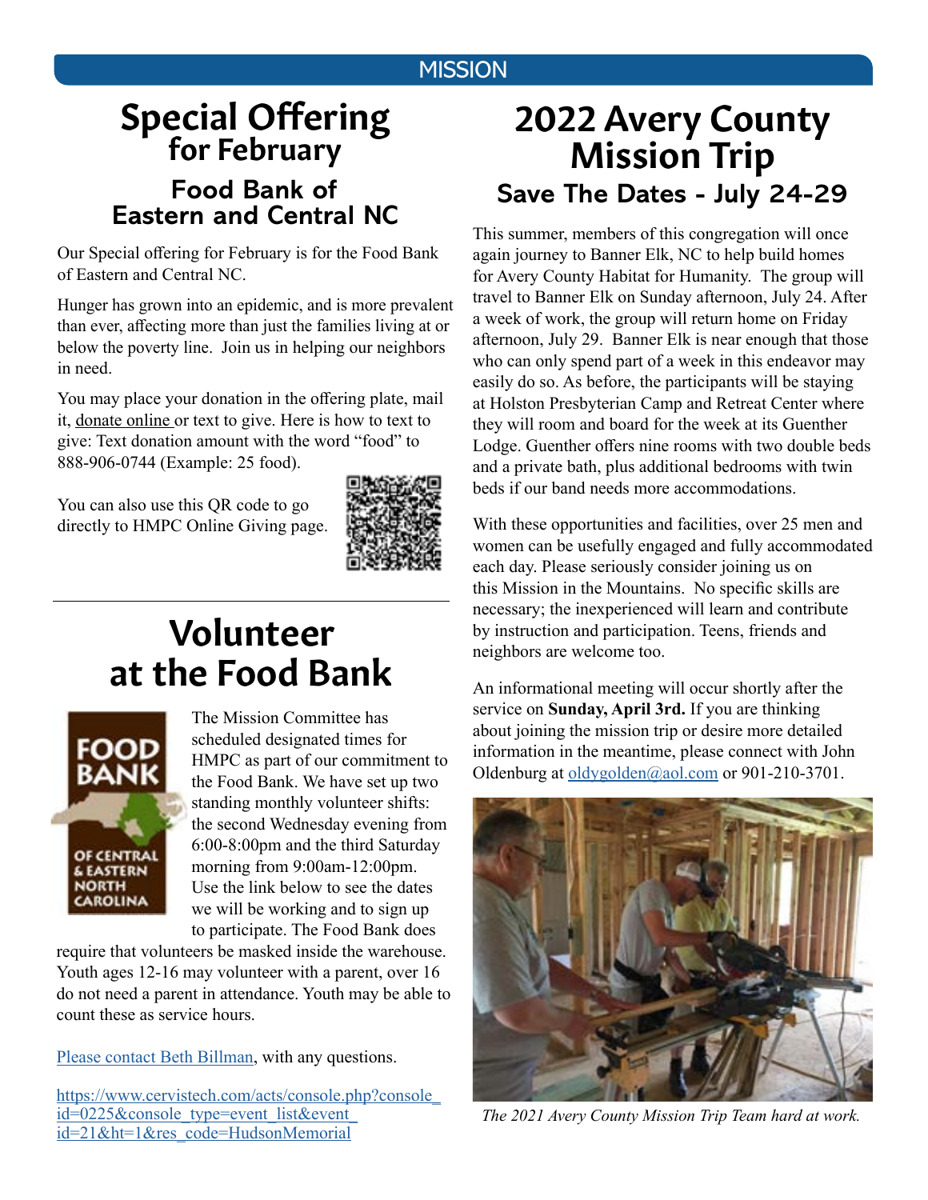## MISSION

# Special Offering for February

### Food Bank of Eastern and Central NC

Our Special offering for February is for the Food Bank of Eastern and Central NC.

Hunger has grown into an epidemic, and is more prevalent than ever, affecting more than just the families living at or below the poverty line. Join us in helping our neighbors in need.

You may place your donation in the offering plate, mail it, donate online or text to give. Here is how to text to give: Text donation amount with the word "food" to 888-906-0744 (Example: 25 food).

You can also use this QR code to go directly to HMPC Online Giving page.

# Volunteer at the Food Bank

The Mission Committee has scheduled designated times for HMPC as part of our commitment to the Food Bank. We have set up two standing monthly volunteer shifts: the second Wednesday evening from 6:00-8:00pm and the third Saturday morning from 9:00am-12:00pm. Use the link below to see the dates we will be working and to sign up to participate. The Food Bank does require that volunteers be masked inside the warehouse. Youth ages 12-16 may volunteer with a parent, over 16 do not need a parent in attendance. Youth may be able to count these as service hours.

Please contact Beth Billman, with any questions.

https://www.cervistech.com/acts/console.php?console_id=0225&console_type=event_list&event_id=21&ht=1&res_code=HudsonMemorial

# 2022 Avery County Mission Trip

### Save The Dates - July 24-29

This summer, members of this congregation will once again journey to Banner Elk, NC to help build homes for Avery County Habitat for Humanity. The group will travel to Banner Elk on Sunday afternoon, July 24. After a week of work, the group will return home on Friday afternoon, July 29. Banner Elk is near enough that those who can only spend part of a week in this endeavor may easily do so. As before, the participants will be staying at Holston Presbyterian Camp and Retreat Center where they will room and board for the week at its Guenther Lodge. Guenther offers nine rooms with two double beds and a private bath, plus additional bedrooms with twin beds if our band needs more accommodations.

With these opportunities and facilities, over 25 men and women can be usefully engaged and fully accommodated each day. Please seriously consider joining us on this Mission in the Mountains. No specific skills are necessary; the inexperienced will learn and contribute by instruction and participation. Teens, friends and neighbors are welcome too.

An informational meeting will occur shortly after the service on **Sunday, April 3rd.** If you are thinking about joining the mission trip or desire more detailed information in the meantime, please connect with John Oldenburg at oldygolden@aol.com or 901-210-3701.

*The 2021 Avery County Mission Trip Team hard at work.*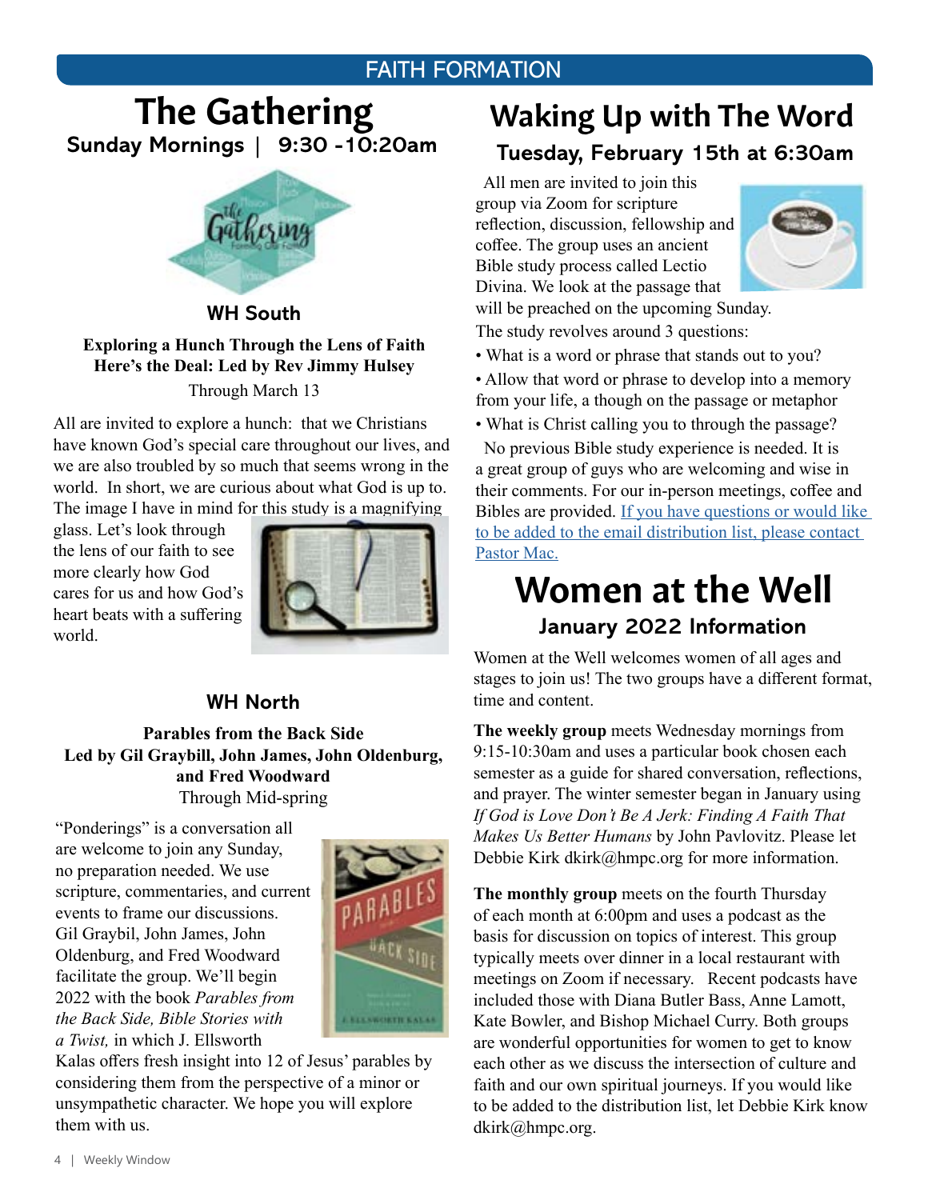## FAITH FORMATION

# The Gathering

**Sunday Mornings | 9:30 -10:20am**

### WH South

**Exploring a Hunch Through the Lens of Faith**
**Here's the Deal: Led by Rev Jimmy Hulsey**
Through March 13

All are invited to explore a hunch: that we Christians have known God's special care throughout our lives, and we are also troubled by so much that seems wrong in the world. In short, we are curious about what God is up to. The image I have in mind for this study is a magnifying glass. Let's look through the lens of our faith to see more clearly how God cares for us and how God's heart beats with a suffering world.

### WH North

**Parables from the Back Side**
**Led by Gil Graybill, John James, John Oldenburg, and Fred Woodward**
Through Mid-spring

"Ponderings" is a conversation all are welcome to join any Sunday, no preparation needed. We use scripture, commentaries, and current events to frame our discussions. Gil Graybil, John James, John Oldenburg, and Fred Woodward facilitate the group. We'll begin 2022 with the book *Parables from the Back Side, Bible Stories with a Twist,* in which J. Ellsworth Kalas offers fresh insight into 12 of Jesus' parables by considering them from the perspective of a minor or unsympathetic character. We hope you will explore them with us.

# Waking Up with The Word

**Tuesday, February 15th at 6:30am**

All men are invited to join this group via Zoom for scripture reflection, discussion, fellowship and coffee. The group uses an ancient Bible study process called Lectio Divina. We look at the passage that will be preached on the upcoming Sunday. The study revolves around 3 questions:

- What is a word or phrase that stands out to you?
- Allow that word or phrase to develop into a memory from your life, a though on the passage or metaphor
- What is Christ calling you to through the passage?

No previous Bible study experience is needed. It is a great group of guys who are welcoming and wise in their comments. For our in-person meetings, coffee and Bibles are provided. If you have questions or would like to be added to the email distribution list, please contact Pastor Mac.

# Women at the Well

**January 2022 Information**

Women at the Well welcomes women of all ages and stages to join us! The two groups have a different format, time and content.

**The weekly group** meets Wednesday mornings from 9:15-10:30am and uses a particular book chosen each semester as a guide for shared conversation, reflections, and prayer. The winter semester began in January using *If God is Love Don't Be A Jerk: Finding A Faith That Makes Us Better Humans* by John Pavlovitz. Please let Debbie Kirk dkirk@hmpc.org for more information.

**The monthly group** meets on the fourth Thursday of each month at 6:00pm and uses a podcast as the basis for discussion on topics of interest. This group typically meets over dinner in a local restaurant with meetings on Zoom if necessary. Recent podcasts have included those with Diana Butler Bass, Anne Lamott, Kate Bowler, and Bishop Michael Curry. Both groups are wonderful opportunities for women to get to know each other as we discuss the intersection of culture and faith and our own spiritual journeys. If you would like to be added to the distribution list, let Debbie Kirk know dkirk@hmpc.org.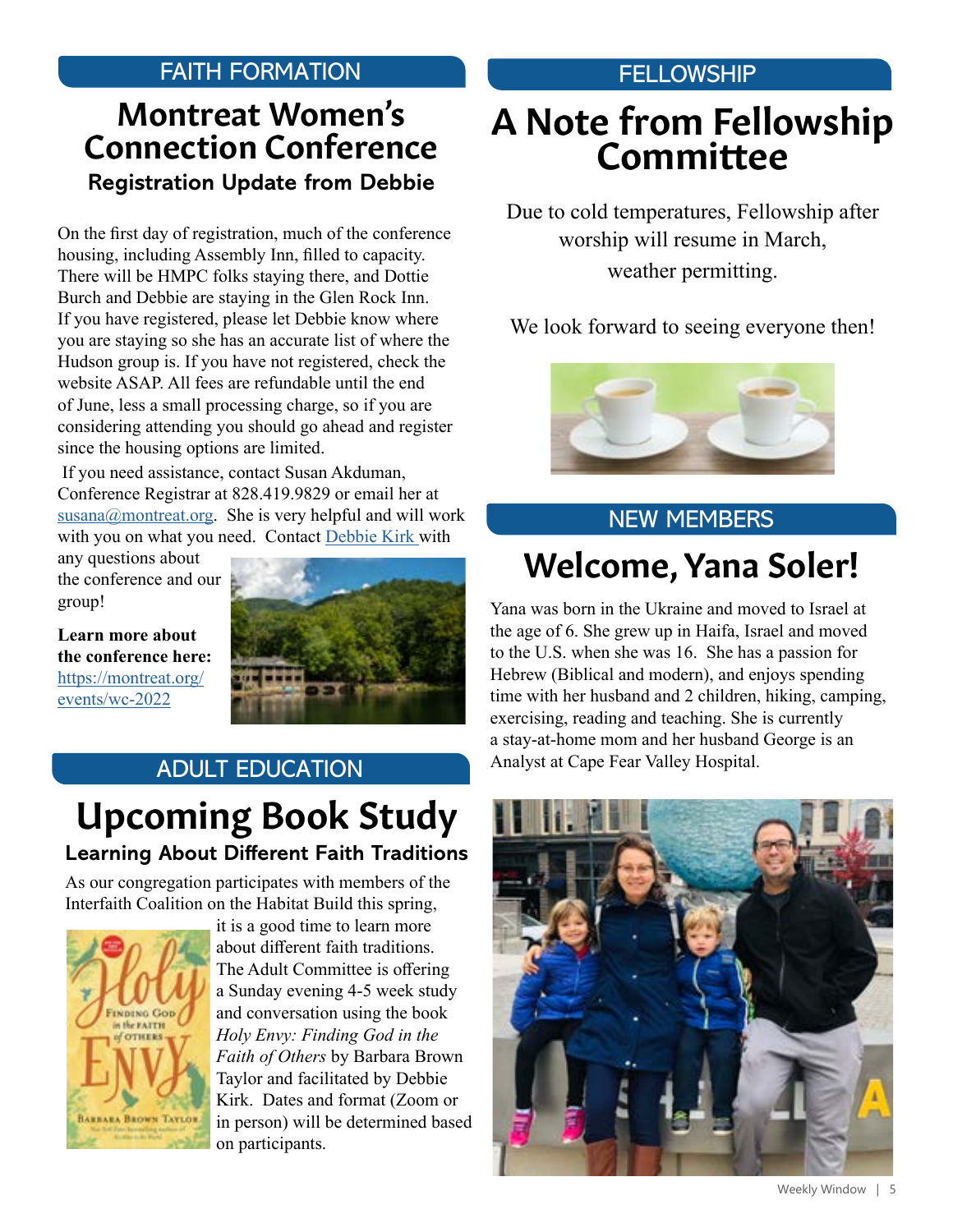FAITH FORMATION

# Montreat Women's Connection Conference

### Registration Update from Debbie

On the first day of registration, much of the conference housing, including Assembly Inn, filled to capacity. There will be HMPC folks staying there, and Dottie Burch and Debbie are staying in the Glen Rock Inn. If you have registered, please let Debbie know where you are staying so she has an accurate list of where the Hudson group is. If you have not registered, check the website ASAP. All fees are refundable until the end of June, less a small processing charge, so if you are considering attending you should go ahead and register since the housing options are limited.

If you need assistance, contact Susan Akduman, Conference Registrar at 828.419.9829 or email her at susana@montreat.org. She is very helpful and will work with you on what you need. Contact Debbie Kirk with any questions about the conference and our group!

**Learn more about the conference here:** https://montreat.org/events/wc-2022

ADULT EDUCATION

# Upcoming Book Study

### Learning About Different Faith Traditions

As our congregation participates with members of the Interfaith Coalition on the Habitat Build this spring, it is a good time to learn more about different faith traditions. The Adult Committee is offering a Sunday evening 4-5 week study and conversation using the book *Holy Envy: Finding God in the Faith of Others* by Barbara Brown Taylor and facilitated by Debbie Kirk. Dates and format (Zoom or in person) will be determined based on participants.

FELLOWSHIP

# A Note from Fellowship Committee

Due to cold temperatures, Fellowship after worship will resume in March, weather permitting.

We look forward to seeing everyone then!

NEW MEMBERS

# Welcome, Yana Soler!

Yana was born in the Ukraine and moved to Israel at the age of 6. She grew up in Haifa, Israel and moved to the U.S. when she was 16. She has a passion for Hebrew (Biblical and modern), and enjoys spending time with her husband and 2 children, hiking, camping, exercising, reading and teaching. She is currently a stay-at-home mom and her husband George is an Analyst at Cape Fear Valley Hospital.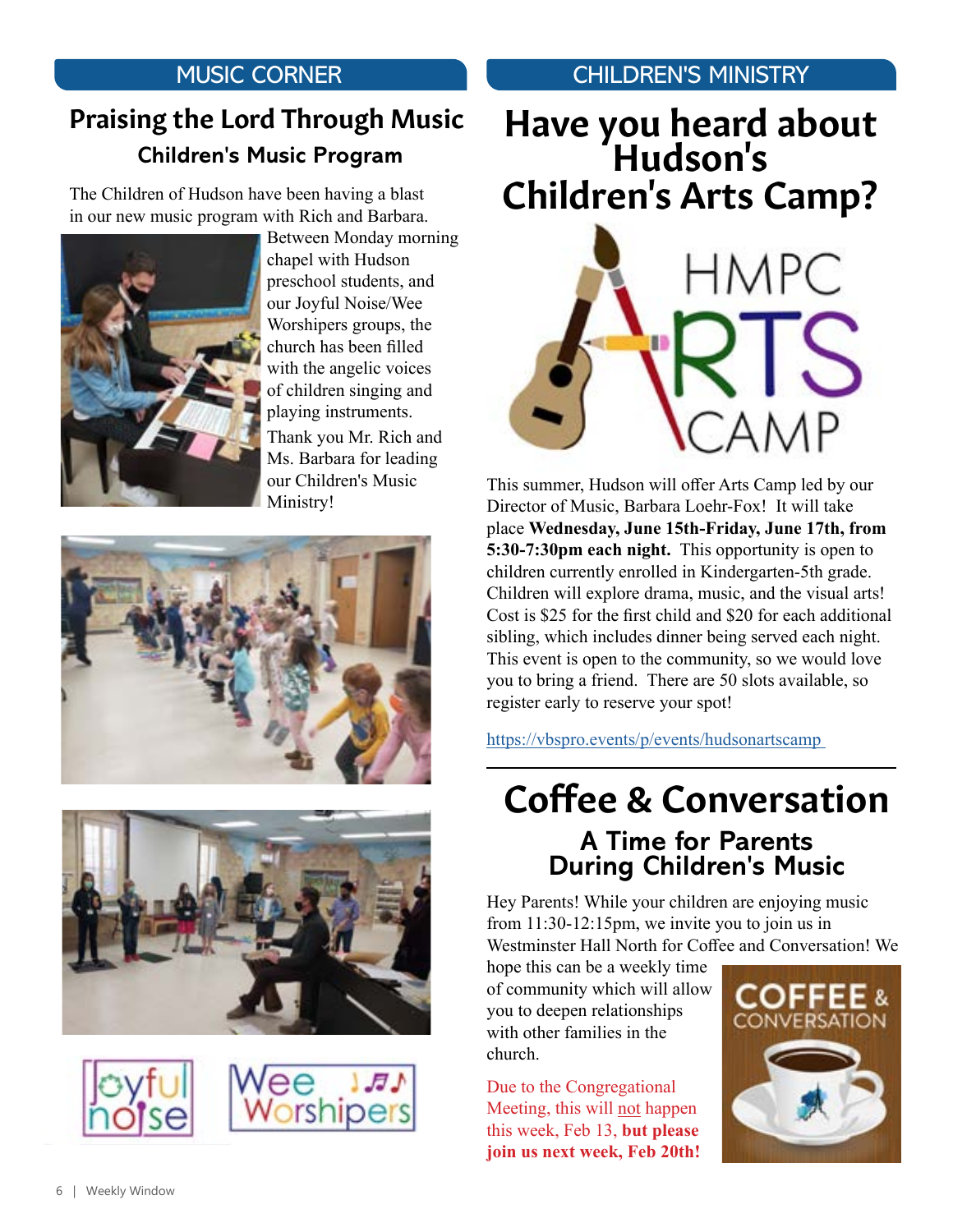## MUSIC CORNER

# Praising the Lord Through Music

### Children's Music Program

The Children of Hudson have been having a blast in our new music program with Rich and Barbara. Between Monday morning chapel with Hudson preschool students, and our Joyful Noise/Wee Worshipers groups, the church has been filled with the angelic voices of children singing and playing instruments.

Thank you Mr. Rich and Ms. Barbara for leading our Children's Music Ministry!

## CHILDREN'S MINISTRY

# Have you heard about Hudson's Children's Arts Camp?

This summer, Hudson will offer Arts Camp led by our Director of Music, Barbara Loehr-Fox! It will take place **Wednesday, June 15th-Friday, June 17th, from 5:30-7:30pm each night.** This opportunity is open to children currently enrolled in Kindergarten-5th grade. Children will explore drama, music, and the visual arts! Cost is $25 for the first child and $20 for each additional sibling, which includes dinner being served each night. This event is open to the community, so we would love you to bring a friend. There are 50 slots available, so register early to reserve your spot!

https://vbspro.events/p/events/hudsonartscamp

---

# Coffee & Conversation

### A Time for Parents During Children's Music

Hey Parents! While your children are enjoying music from 11:30-12:15pm, we invite you to join us in Westminster Hall North for Coffee and Conversation! We hope this can be a weekly time of community which will allow you to deepen relationships with other families in the church.

Due to the Congregational Meeting, this will not happen this week, Feb 13, **but please join us next week, Feb 20th!**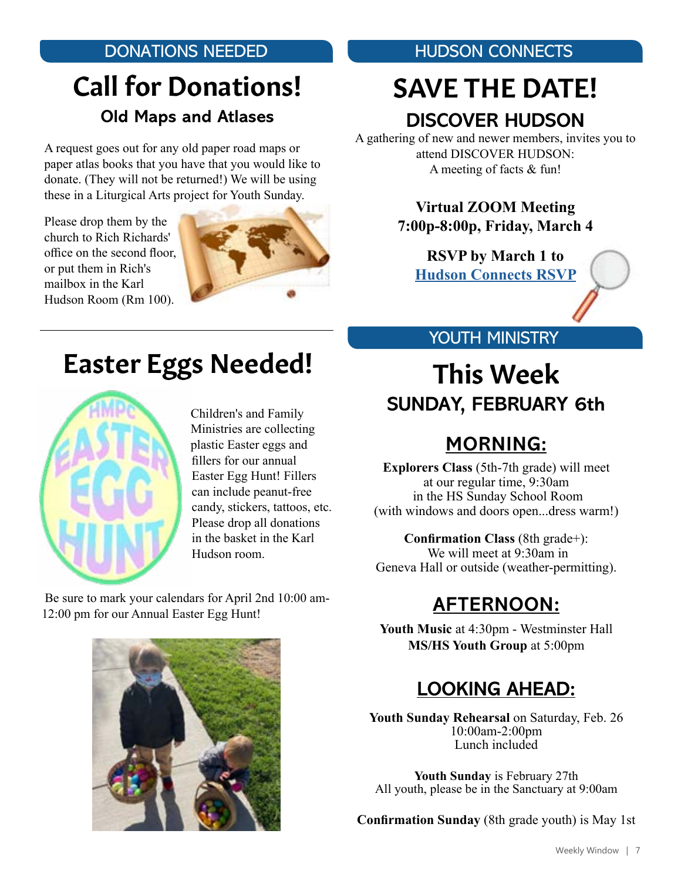## DONATIONS NEEDED

# Call for Donations!

### Old Maps and Atlases

A request goes out for any old paper road maps or paper atlas books that you have that you would like to donate. (They will not be returned!) We will be using these in a Liturgical Arts project for Youth Sunday.

Please drop them by the church to Rich Richards' office on the second floor, or put them in Rich's mailbox in the Karl Hudson Room (Rm 100).

# Easter Eggs Needed!

Children's and Family Ministries are collecting plastic Easter eggs and fillers for our annual Easter Egg Hunt! Fillers can include peanut-free candy, stickers, tattoos, etc. Please drop all donations in the basket in the Karl Hudson room.

Be sure to mark your calendars for April 2nd 10:00 am-12:00 pm for our Annual Easter Egg Hunt!

## HUDSON CONNECTS

# SAVE THE DATE!

### DISCOVER HUDSON

A gathering of new and newer members, invites you to attend DISCOVER HUDSON:
A meeting of facts & fun!

**Virtual ZOOM Meeting**
**7:00p-8:00p, Friday, March 4**

**RSVP by March 1 to**
**Hudson Connects RSVP**

## YOUTH MINISTRY

# This Week

### SUNDAY, FEBRUARY 6th

### MORNING:

**Explorers Class** (5th-7th grade) will meet at our regular time, 9:30am in the HS Sunday School Room (with windows and doors open...dress warm!)

**Confirmation Class** (8th grade+): We will meet at 9:30am in Geneva Hall or outside (weather-permitting).

### AFTERNOON:

**Youth Music** at 4:30pm - Westminster Hall
**MS/HS Youth Group** at 5:00pm

### LOOKING AHEAD:

**Youth Sunday Rehearsal** on Saturday, Feb. 26
10:00am-2:00pm
Lunch included

**Youth Sunday** is February 27th
All youth, please be in the Sanctuary at 9:00am

**Confirmation Sunday** (8th grade youth) is May 1st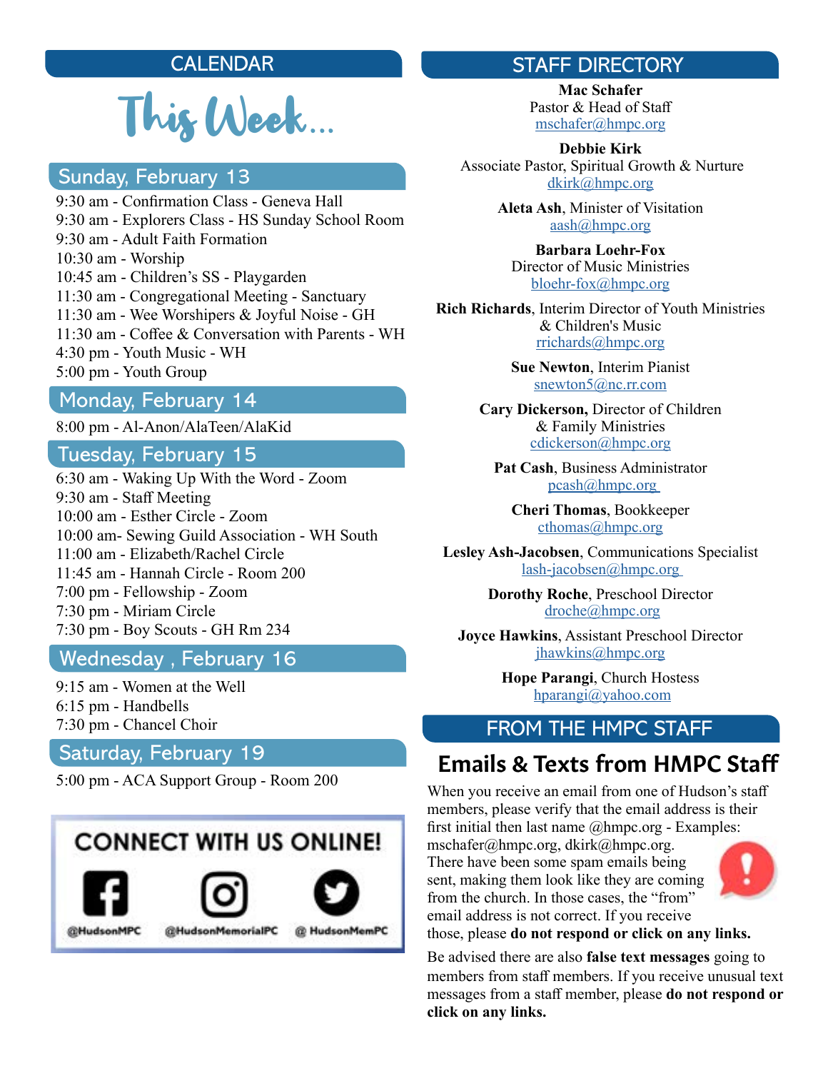## CALENDAR

# This Week...

### Sunday, February 13

9:30 am - Confirmation Class - Geneva Hall
9:30 am - Explorers Class - HS Sunday School Room
9:30 am - Adult Faith Formation
10:30 am - Worship
10:45 am - Children's SS - Playgarden
11:30 am - Congregational Meeting - Sanctuary
11:30 am - Wee Worshipers & Joyful Noise - GH
11:30 am - Coffee & Conversation with Parents - WH
4:30 pm - Youth Music - WH
5:00 pm - Youth Group

### Monday, February 14

8:00 pm - Al-Anon/AlaTeen/AlaKid

### Tuesday, February 15

6:30 am - Waking Up With the Word - Zoom
9:30 am - Staff Meeting
10:00 am - Esther Circle - Zoom
10:00 am- Sewing Guild Association - WH South
11:00 am - Elizabeth/Rachel Circle
11:45 am - Hannah Circle - Room 200
7:00 pm - Fellowship - Zoom
7:30 pm - Miriam Circle
7:30 pm - Boy Scouts - GH Rm 234

### Wednesday , February 16

9:15 am - Women at the Well
6:15 pm - Handbells
7:30 pm - Chancel Choir

### Saturday, February 19

5:00 pm - ACA Support Group - Room 200

**CONNECT WITH US ONLINE!**

@HudsonMPC @HudsonMemorialPC @ HudsonMemPC

## STAFF DIRECTORY

**Mac Schafer**
Pastor & Head of Staff
mschafer@hmpc.org

**Debbie Kirk**
Associate Pastor, Spiritual Growth & Nurture
dkirk@hmpc.org

**Aleta Ash**, Minister of Visitation
aash@hmpc.org

**Barbara Loehr-Fox**
Director of Music Ministries
bloehr-fox@hmpc.org

**Rich Richards**, Interim Director of Youth Ministries & Children's Music
rrichards@hmpc.org

**Sue Newton**, Interim Pianist
snewton5@nc.rr.com

**Cary Dickerson,** Director of Children & Family Ministries
cdickerson@hmpc.org

**Pat Cash**, Business Administrator
pcash@hmpc.org

**Cheri Thomas**, Bookkeeper
cthomas@hmpc.org

**Lesley Ash-Jacobsen**, Communications Specialist
lash-jacobsen@hmpc.org

**Dorothy Roche**, Preschool Director
droche@hmpc.org

**Joyce Hawkins**, Assistant Preschool Director
jhawkins@hmpc.org

**Hope Parangi**, Church Hostess
hparangi@yahoo.com

## FROM THE HMPC STAFF

### Emails & Texts from HMPC Staff

When you receive an email from one of Hudson's staff members, please verify that the email address is their first initial then last name @hmpc.org - Examples: mschafer@hmpc.org, dkirk@hmpc.org. There have been some spam emails being sent, making them look like they are coming from the church. In those cases, the "from" email address is not correct. If you receive those, please **do not respond or click on any links.**

Be advised there are also **false text messages** going to members from staff members. If you receive unusual text messages from a staff member, please **do not respond or click on any links.**